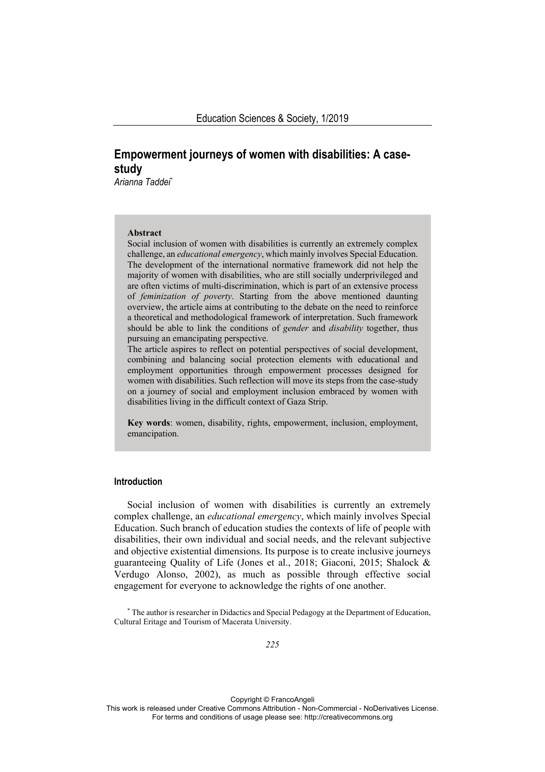# Empowerment journeys of women with disabilities: A case-study

*Arianna Taddei*[*]

**Abstract**

Social inclusion of women with disabilities is currently an extremely complex challenge, an *educational emergency*, which mainly involves Special Education. The development of the international normative framework did not help the majority of women with disabilities, who are still socially underprivileged and are often victims of multi-discrimination, which is part of an extensive process of *feminization of poverty*. Starting from the above mentioned daunting overview, the article aims at contributing to the debate on the need to reinforce a theoretical and methodological framework of interpretation. Such framework should be able to link the conditions of *gender* and *disability* together, thus pursuing an emancipating perspective.

The article aspires to reflect on potential perspectives of social development, combining and balancing social protection elements with educational and employment opportunities through empowerment processes designed for women with disabilities. Such reflection will move its steps from the case-study on a journey of social and employment inclusion embraced by women with disabilities living in the difficult context of Gaza Strip.

**Key words**: women, disability, rights, empowerment, inclusion, employment, emancipation.

## Introduction

Social inclusion of women with disabilities is currently an extremely complex challenge, an *educational emergency*, which mainly involves Special Education. Such branch of education studies the contexts of life of people with disabilities, their own individual and social needs, and the relevant subjective and objective existential dimensions. Its purpose is to create inclusive journeys guaranteeing Quality of Life (Jones et al., 2018; Giaconi, 2015; Shalock & Verdugo Alonso, 2002), as much as possible through effective social engagement for everyone to acknowledge the rights of one another.

[*] The author is researcher in Didactics and Special Pedagogy at the Department of Education, Cultural Eritage and Tourism of Macerata University.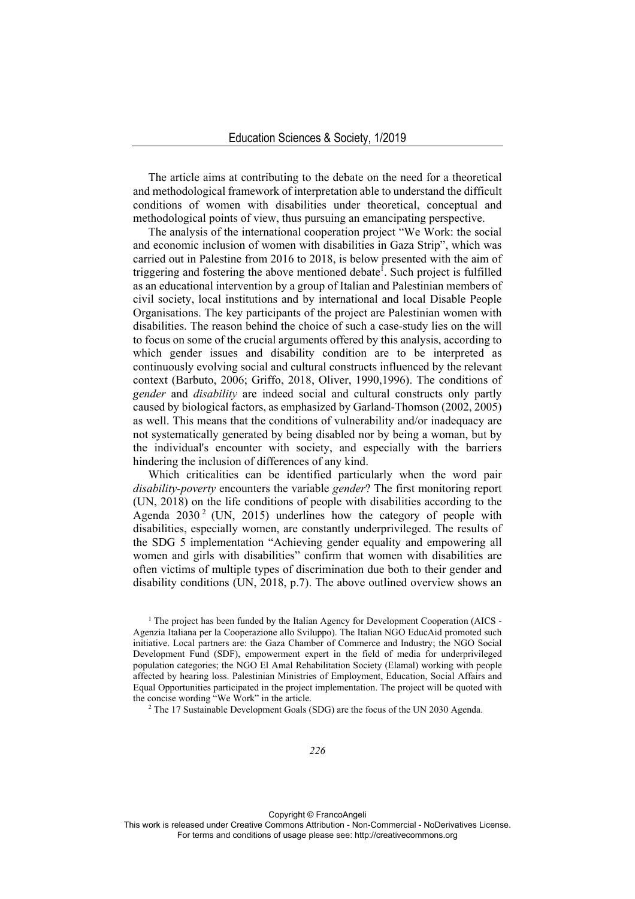The article aims at contributing to the debate on the need for a theoretical and methodological framework of interpretation able to understand the difficult conditions of women with disabilities under theoretical, conceptual and methodological points of view, thus pursuing an emancipating perspective.

The analysis of the international cooperation project "We Work: the social and economic inclusion of women with disabilities in Gaza Strip", which was carried out in Palestine from 2016 to 2018, is below presented with the aim of triggering and fostering the above mentioned debate[1]. Such project is fulfilled as an educational intervention by a group of Italian and Palestinian members of civil society, local institutions and by international and local Disable People Organisations. The key participants of the project are Palestinian women with disabilities. The reason behind the choice of such a case-study lies on the will to focus on some of the crucial arguments offered by this analysis, according to which gender issues and disability condition are to be interpreted as continuously evolving social and cultural constructs influenced by the relevant context (Barbuto, 2006; Griffo, 2018, Oliver, 1990,1996). The conditions of *gender* and *disability* are indeed social and cultural constructs only partly caused by biological factors, as emphasized by Garland-Thomson (2002, 2005) as well. This means that the conditions of vulnerability and/or inadequacy are not systematically generated by being disabled nor by being a woman, but by the individual's encounter with society, and especially with the barriers hindering the inclusion of differences of any kind.

Which criticalities can be identified particularly when the word pair *disability-poverty* encounters the variable *gender*? The first monitoring report (UN, 2018) on the life conditions of people with disabilities according to the Agenda 2030[2] (UN, 2015) underlines how the category of people with disabilities, especially women, are constantly underprivileged. The results of the SDG 5 implementation "Achieving gender equality and empowering all women and girls with disabilities" confirm that women with disabilities are often victims of multiple types of discrimination due both to their gender and disability conditions (UN, 2018, p.7). The above outlined overview shows an

[1] The project has been funded by the Italian Agency for Development Cooperation (AICS - Agenzia Italiana per la Cooperazione allo Sviluppo). The Italian NGO EducAid promoted such initiative. Local partners are: the Gaza Chamber of Commerce and Industry; the NGO Social Development Fund (SDF), empowerment expert in the field of media for underprivileged population categories; the NGO El Amal Rehabilitation Society (Elamal) working with people affected by hearing loss. Palestinian Ministries of Employment, Education, Social Affairs and Equal Opportunities participated in the project implementation. The project will be quoted with the concise wording "We Work" in the article.

[2] The 17 Sustainable Development Goals (SDG) are the focus of the UN 2030 Agenda.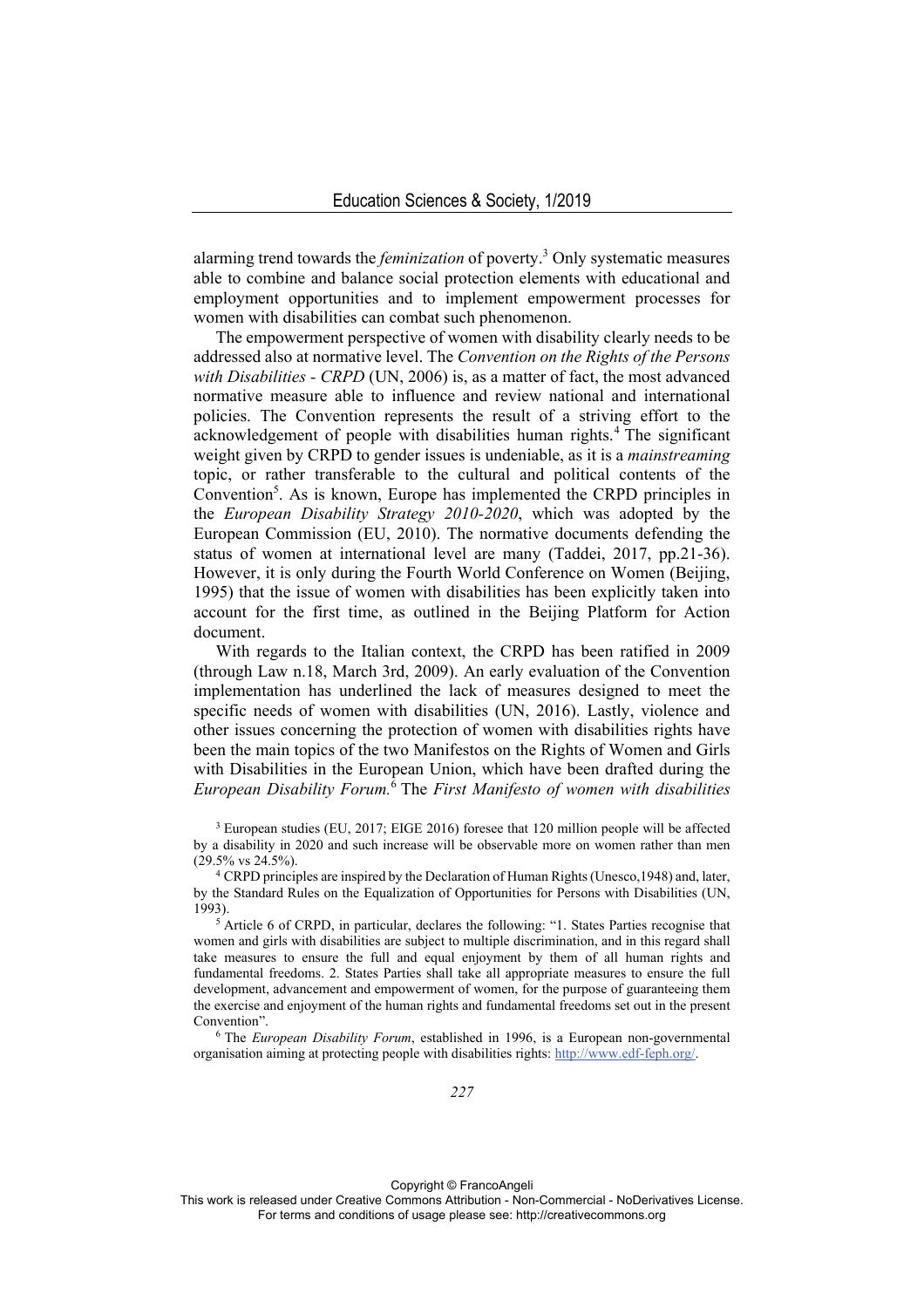alarming trend towards the *feminization* of poverty.[3] Only systematic measures able to combine and balance social protection elements with educational and employment opportunities and to implement empowerment processes for women with disabilities can combat such phenomenon.

The empowerment perspective of women with disability clearly needs to be addressed also at normative level. The *Convention on the Rights of the Persons with Disabilities - CRPD* (UN, 2006) is, as a matter of fact, the most advanced normative measure able to influence and review national and international policies. The Convention represents the result of a striving effort to the acknowledgement of people with disabilities human rights.[4] The significant weight given by CRPD to gender issues is undeniable, as it is a *mainstreaming* topic, or rather transferable to the cultural and political contents of the Convention[5]. As is known, Europe has implemented the CRPD principles in the *European Disability Strategy 2010-2020*, which was adopted by the European Commission (EU, 2010). The normative documents defending the status of women at international level are many (Taddei, 2017, pp.21-36). However, it is only during the Fourth World Conference on Women (Beijing, 1995) that the issue of women with disabilities has been explicitly taken into account for the first time, as outlined in the Beijing Platform for Action document.

With regards to the Italian context, the CRPD has been ratified in 2009 (through Law n.18, March 3rd, 2009). An early evaluation of the Convention implementation has underlined the lack of measures designed to meet the specific needs of women with disabilities (UN, 2016). Lastly, violence and other issues concerning the protection of women with disabilities rights have been the main topics of the two Manifestos on the Rights of Women and Girls with Disabilities in the European Union, which have been drafted during the *European Disability Forum.*[6] The *First Manifesto of women with disabilities*

[3] European studies (EU, 2017; EIGE 2016) foresee that 120 million people will be affected by a disability in 2020 and such increase will be observable more on women rather than men (29.5% vs 24.5%).

[4] CRPD principles are inspired by the Declaration of Human Rights (Unesco,1948) and, later, by the Standard Rules on the Equalization of Opportunities for Persons with Disabilities (UN, 1993).

[5] Article 6 of CRPD, in particular, declares the following: "1. States Parties recognise that women and girls with disabilities are subject to multiple discrimination, and in this regard shall take measures to ensure the full and equal enjoyment by them of all human rights and fundamental freedoms. 2. States Parties shall take all appropriate measures to ensure the full development, advancement and empowerment of women, for the purpose of guaranteeing them the exercise and enjoyment of the human rights and fundamental freedoms set out in the present Convention".

[6] The *European Disability Forum*, established in 1996, is a European non-governmental organisation aiming at protecting people with disabilities rights: http://www.edf-feph.org/.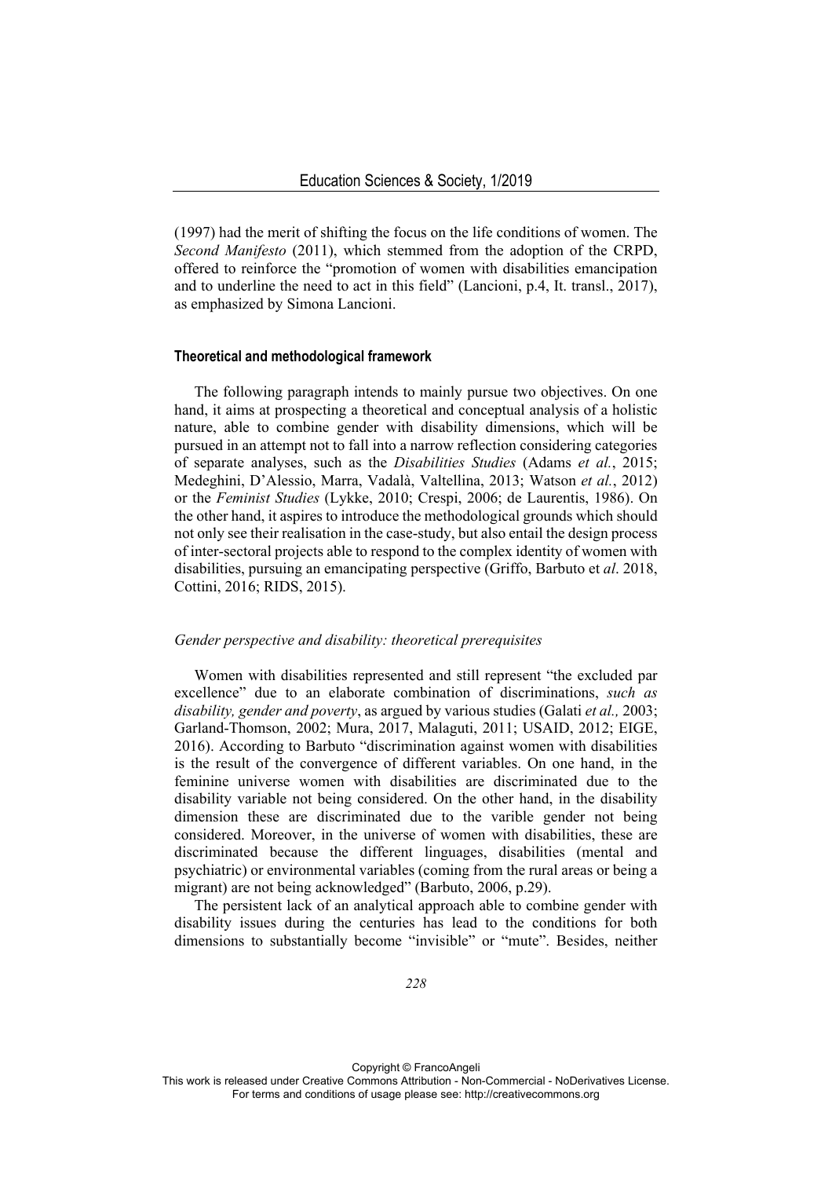(1997) had the merit of shifting the focus on the life conditions of women. The *Second Manifesto* (2011), which stemmed from the adoption of the CRPD, offered to reinforce the "promotion of women with disabilities emancipation and to underline the need to act in this field" (Lancioni, p.4, It. transl., 2017), as emphasized by Simona Lancioni.

## Theoretical and methodological framework

The following paragraph intends to mainly pursue two objectives. On one hand, it aims at prospecting a theoretical and conceptual analysis of a holistic nature, able to combine gender with disability dimensions, which will be pursued in an attempt not to fall into a narrow reflection considering categories of separate analyses, such as the *Disabilities Studies* (Adams *et al.*, 2015; Medeghini, D'Alessio, Marra, Vadalà, Valtellina, 2013; Watson *et al.*, 2012) or the *Feminist Studies* (Lykke, 2010; Crespi, 2006; de Laurentis, 1986). On the other hand, it aspires to introduce the methodological grounds which should not only see their realisation in the case-study, but also entail the design process of inter-sectoral projects able to respond to the complex identity of women with disabilities, pursuing an emancipating perspective (Griffo, Barbuto et *al*. 2018, Cottini, 2016; RIDS, 2015).

### *Gender perspective and disability: theoretical prerequisites*

Women with disabilities represented and still represent "the excluded par excellence" due to an elaborate combination of discriminations, *such as disability, gender and poverty*, as argued by various studies (Galati *et al.,* 2003; Garland-Thomson, 2002; Mura, 2017, Malaguti, 2011; USAID, 2012; EIGE, 2016). According to Barbuto "discrimination against women with disabilities is the result of the convergence of different variables. On one hand, in the feminine universe women with disabilities are discriminated due to the disability variable not being considered. On the other hand, in the disability dimension these are discriminated due to the varible gender not being considered. Moreover, in the universe of women with disabilities, these are discriminated because the different linguages, disabilities (mental and psychiatric) or environmental variables (coming from the rural areas or being a migrant) are not being acknowledged" (Barbuto, 2006, p.29).

The persistent lack of an analytical approach able to combine gender with disability issues during the centuries has lead to the conditions for both dimensions to substantially become "invisible" or "mute". Besides, neither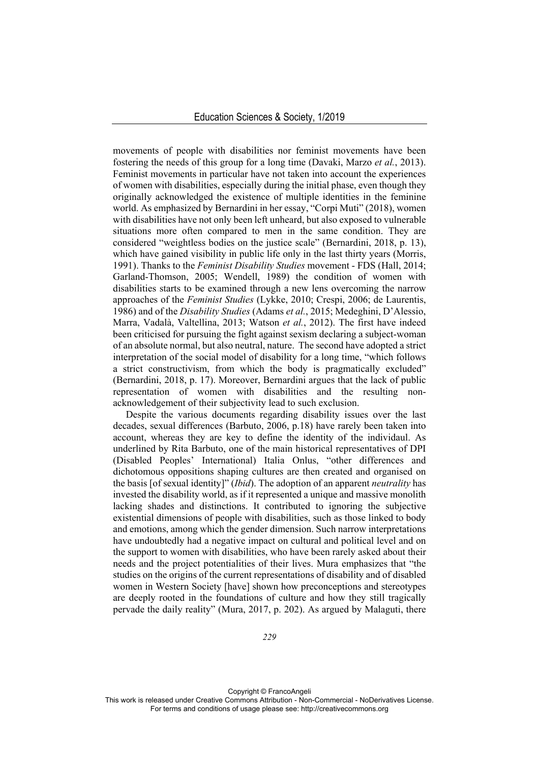movements of people with disabilities nor feminist movements have been fostering the needs of this group for a long time (Davaki, Marzo *et al.*, 2013). Feminist movements in particular have not taken into account the experiences of women with disabilities, especially during the initial phase, even though they originally acknowledged the existence of multiple identities in the feminine world. As emphasized by Bernardini in her essay, "Corpi Muti" (2018), women with disabilities have not only been left unheard, but also exposed to vulnerable situations more often compared to men in the same condition. They are considered "weightless bodies on the justice scale" (Bernardini, 2018, p. 13), which have gained visibility in public life only in the last thirty years (Morris, 1991). Thanks to the *Feminist Disability Studies* movement - FDS (Hall, 2014; Garland-Thomson, 2005; Wendell, 1989) the condition of women with disabilities starts to be examined through a new lens overcoming the narrow approaches of the *Feminist Studies* (Lykke, 2010; Crespi, 2006; de Laurentis, 1986) and of the *Disability Studies* (Adams *et al.*, 2015; Medeghini, D'Alessio, Marra, Vadalà, Valtellina, 2013; Watson *et al.*, 2012). The first have indeed been criticised for pursuing the fight against sexism declaring a subject-woman of an absolute normal, but also neutral, nature. The second have adopted a strict interpretation of the social model of disability for a long time, "which follows a strict constructivism, from which the body is pragmatically excluded" (Bernardini, 2018, p. 17). Moreover, Bernardini argues that the lack of public representation of women with disabilities and the resulting non-acknowledgement of their subjectivity lead to such exclusion.

Despite the various documents regarding disability issues over the last decades, sexual differences (Barbuto, 2006, p.18) have rarely been taken into account, whereas they are key to define the identity of the individaul. As underlined by Rita Barbuto, one of the main historical representatives of DPI (Disabled Peoples' International) Italia Onlus, "other differences and dichotomous oppositions shaping cultures are then created and organised on the basis [of sexual identity]" (*Ibid*). The adoption of an apparent *neutrality* has invested the disability world, as if it represented a unique and massive monolith lacking shades and distinctions. It contributed to ignoring the subjective existential dimensions of people with disabilities, such as those linked to body and emotions, among which the gender dimension. Such narrow interpretations have undoubtedly had a negative impact on cultural and political level and on the support to women with disabilities, who have been rarely asked about their needs and the project potentialities of their lives. Mura emphasizes that "the studies on the origins of the current representations of disability and of disabled women in Western Society [have] shown how preconceptions and stereotypes are deeply rooted in the foundations of culture and how they still tragically pervade the daily reality" (Mura, 2017, p. 202). As argued by Malaguti, there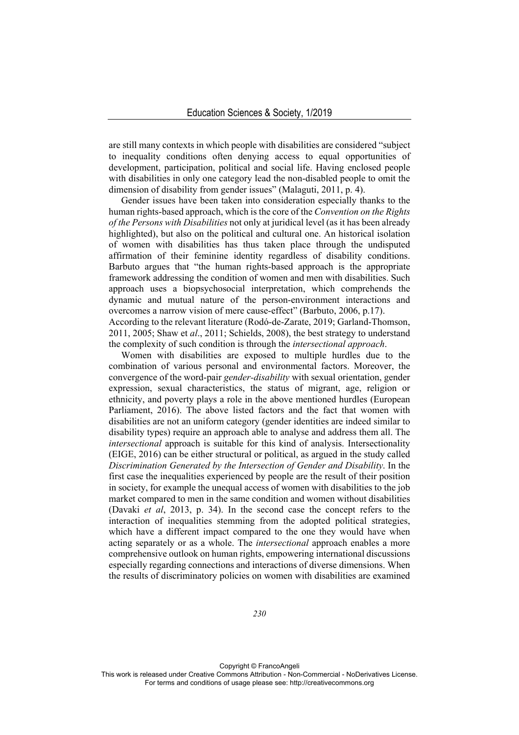are still many contexts in which people with disabilities are considered "subject to inequality conditions often denying access to equal opportunities of development, participation, political and social life. Having enclosed people with disabilities in only one category lead the non-disabled people to omit the dimension of disability from gender issues" (Malaguti, 2011, p. 4).

Gender issues have been taken into consideration especially thanks to the human rights-based approach, which is the core of the *Convention on the Rights of the Persons with Disabilities* not only at juridical level (as it has been already highlighted), but also on the political and cultural one. An historical isolation of women with disabilities has thus taken place through the undisputed affirmation of their feminine identity regardless of disability conditions. Barbuto argues that "the human rights-based approach is the appropriate framework addressing the condition of women and men with disabilities. Such approach uses a biopsychosocial interpretation, which comprehends the dynamic and mutual nature of the person-environment interactions and overcomes a narrow vision of mere cause-effect" (Barbuto, 2006, p.17). According to the relevant literature (Rodó-de-Zarate, 2019; Garland-Thomson, 2011, 2005; Shaw et *al*., 2011; Schields, 2008), the best strategy to understand the complexity of such condition is through the *intersectional approach*.

Women with disabilities are exposed to multiple hurdles due to the combination of various personal and environmental factors. Moreover, the convergence of the word-pair *gender-disability* with sexual orientation, gender expression, sexual characteristics, the status of migrant, age, religion or ethnicity, and poverty plays a role in the above mentioned hurdles (European Parliament, 2016). The above listed factors and the fact that women with disabilities are not an uniform category (gender identities are indeed similar to disability types) require an approach able to analyse and address them all. The *intersectional* approach is suitable for this kind of analysis. Intersectionality (EIGE, 2016) can be either structural or political, as argued in the study called *Discrimination Generated by the Intersection of Gender and Disability*. In the first case the inequalities experienced by people are the result of their position in society, for example the unequal access of women with disabilities to the job market compared to men in the same condition and women without disabilities (Davaki *et al*, 2013, p. 34). In the second case the concept refers to the interaction of inequalities stemming from the adopted political strategies, which have a different impact compared to the one they would have when acting separately or as a whole. The *intersectional* approach enables a more comprehensive outlook on human rights, empowering international discussions especially regarding connections and interactions of diverse dimensions. When the results of discriminatory policies on women with disabilities are examined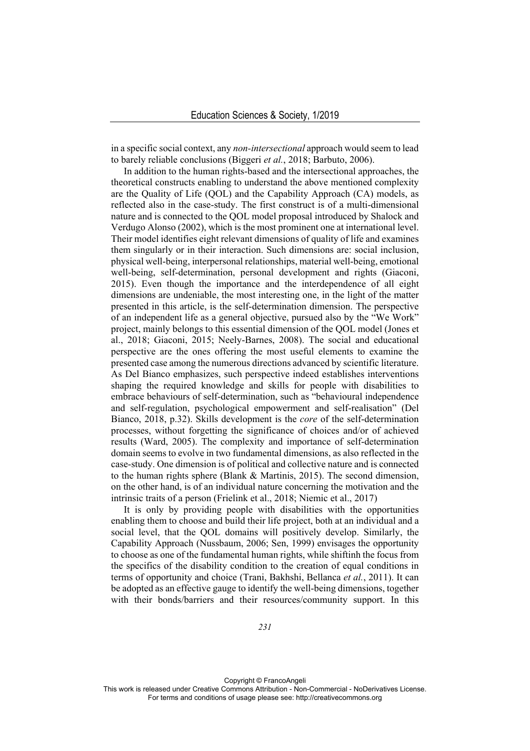in a specific social context, any *non-intersectional* approach would seem to lead to barely reliable conclusions (Biggeri *et al.*, 2018; Barbuto, 2006).

In addition to the human rights-based and the intersectional approaches, the theoretical constructs enabling to understand the above mentioned complexity are the Quality of Life (QOL) and the Capability Approach (CA) models, as reflected also in the case-study. The first construct is of a multi-dimensional nature and is connected to the QOL model proposal introduced by Shalock and Verdugo Alonso (2002), which is the most prominent one at international level. Their model identifies eight relevant dimensions of quality of life and examines them singularly or in their interaction. Such dimensions are: social inclusion, physical well-being, interpersonal relationships, material well-being, emotional well-being, self-determination, personal development and rights (Giaconi, 2015). Even though the importance and the interdependence of all eight dimensions are undeniable, the most interesting one, in the light of the matter presented in this article, is the self-determination dimension. The perspective of an independent life as a general objective, pursued also by the "We Work" project, mainly belongs to this essential dimension of the QOL model (Jones et al., 2018; Giaconi, 2015; Neely-Barnes, 2008). The social and educational perspective are the ones offering the most useful elements to examine the presented case among the numerous directions advanced by scientific literature. As Del Bianco emphasizes, such perspective indeed establishes interventions shaping the required knowledge and skills for people with disabilities to embrace behaviours of self-determination, such as "behavioural independence and self-regulation, psychological empowerment and self-realisation" (Del Bianco, 2018, p.32). Skills development is the *core* of the self-determination processes, without forgetting the significance of choices and/or of achieved results (Ward, 2005). The complexity and importance of self-determination domain seems to evolve in two fundamental dimensions, as also reflected in the case-study. One dimension is of political and collective nature and is connected to the human rights sphere (Blank & Martinis, 2015). The second dimension, on the other hand, is of an individual nature concerning the motivation and the intrinsic traits of a person (Frielink et al., 2018; Niemic et al., 2017)

It is only by providing people with disabilities with the opportunities enabling them to choose and build their life project, both at an individual and a social level, that the QOL domains will positively develop. Similarly, the Capability Approach (Nussbaum, 2006; Sen, 1999) envisages the opportunity to choose as one of the fundamental human rights, while shiftinh the focus from the specifics of the disability condition to the creation of equal conditions in terms of opportunity and choice (Trani, Bakhshi, Bellanca *et al.*, 2011). It can be adopted as an effective gauge to identify the well-being dimensions, together with their bonds/barriers and their resources/community support. In this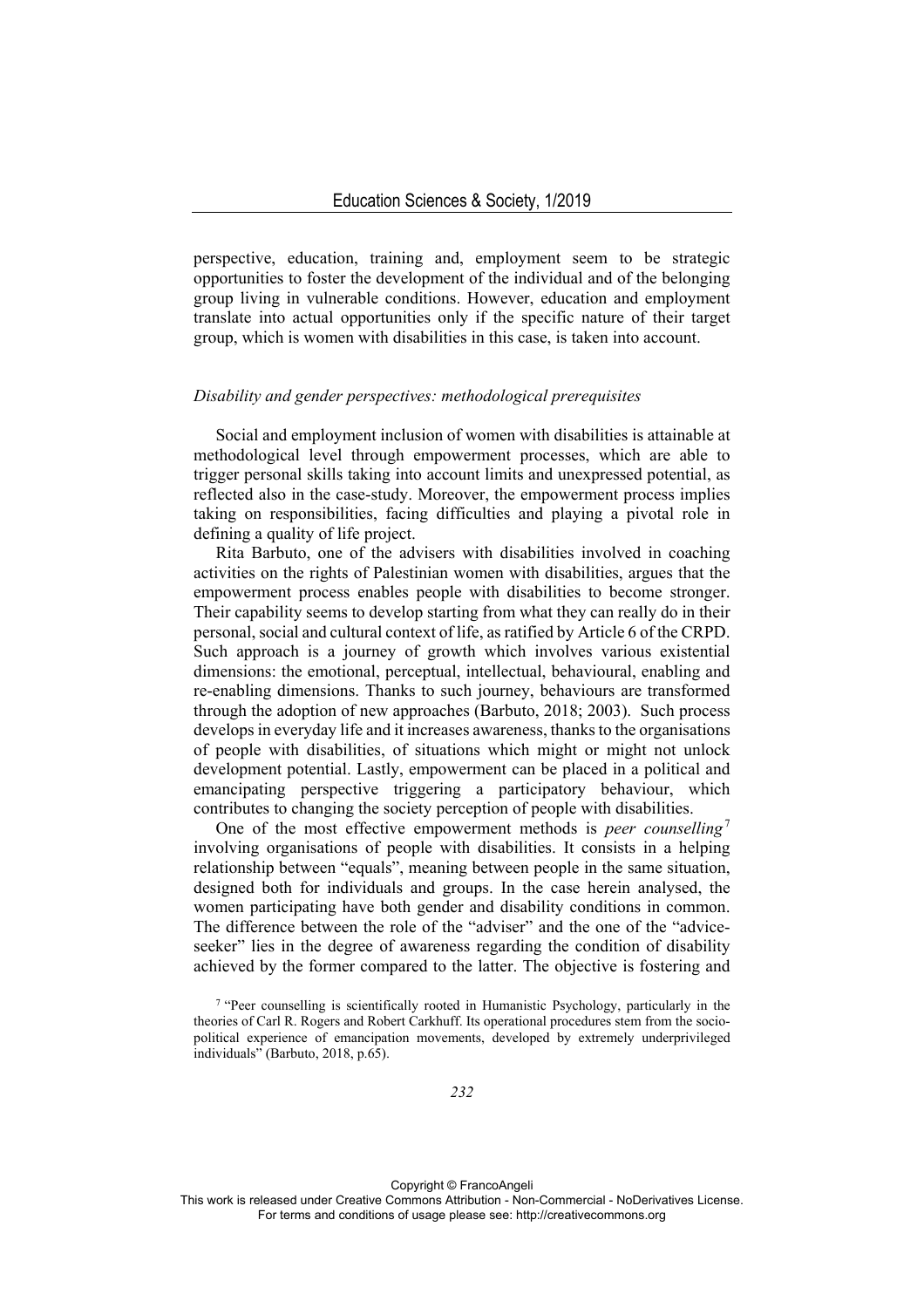perspective, education, training and, employment seem to be strategic opportunities to foster the development of the individual and of the belonging group living in vulnerable conditions. However, education and employment translate into actual opportunities only if the specific nature of their target group, which is women with disabilities in this case, is taken into account.

### *Disability and gender perspectives: methodological prerequisites*

Social and employment inclusion of women with disabilities is attainable at methodological level through empowerment processes, which are able to trigger personal skills taking into account limits and unexpressed potential, as reflected also in the case-study. Moreover, the empowerment process implies taking on responsibilities, facing difficulties and playing a pivotal role in defining a quality of life project.

Rita Barbuto, one of the advisers with disabilities involved in coaching activities on the rights of Palestinian women with disabilities, argues that the empowerment process enables people with disabilities to become stronger. Their capability seems to develop starting from what they can really do in their personal, social and cultural context of life, as ratified by Article 6 of the CRPD. Such approach is a journey of growth which involves various existential dimensions: the emotional, perceptual, intellectual, behavioural, enabling and re-enabling dimensions. Thanks to such journey, behaviours are transformed through the adoption of new approaches (Barbuto, 2018; 2003). Such process develops in everyday life and it increases awareness, thanks to the organisations of people with disabilities, of situations which might or might not unlock development potential. Lastly, empowerment can be placed in a political and emancipating perspective triggering a participatory behaviour, which contributes to changing the society perception of people with disabilities.

One of the most effective empowerment methods is *peer counselling*[7] involving organisations of people with disabilities. It consists in a helping relationship between "equals", meaning between people in the same situation, designed both for individuals and groups. In the case herein analysed, the women participating have both gender and disability conditions in common. The difference between the role of the "adviser" and the one of the "advice-seeker" lies in the degree of awareness regarding the condition of disability achieved by the former compared to the latter. The objective is fostering and

[7] "Peer counselling is scientifically rooted in Humanistic Psychology, particularly in the theories of Carl R. Rogers and Robert Carkhuff. Its operational procedures stem from the socio-political experience of emancipation movements, developed by extremely underprivileged individuals" (Barbuto, 2018, p.65).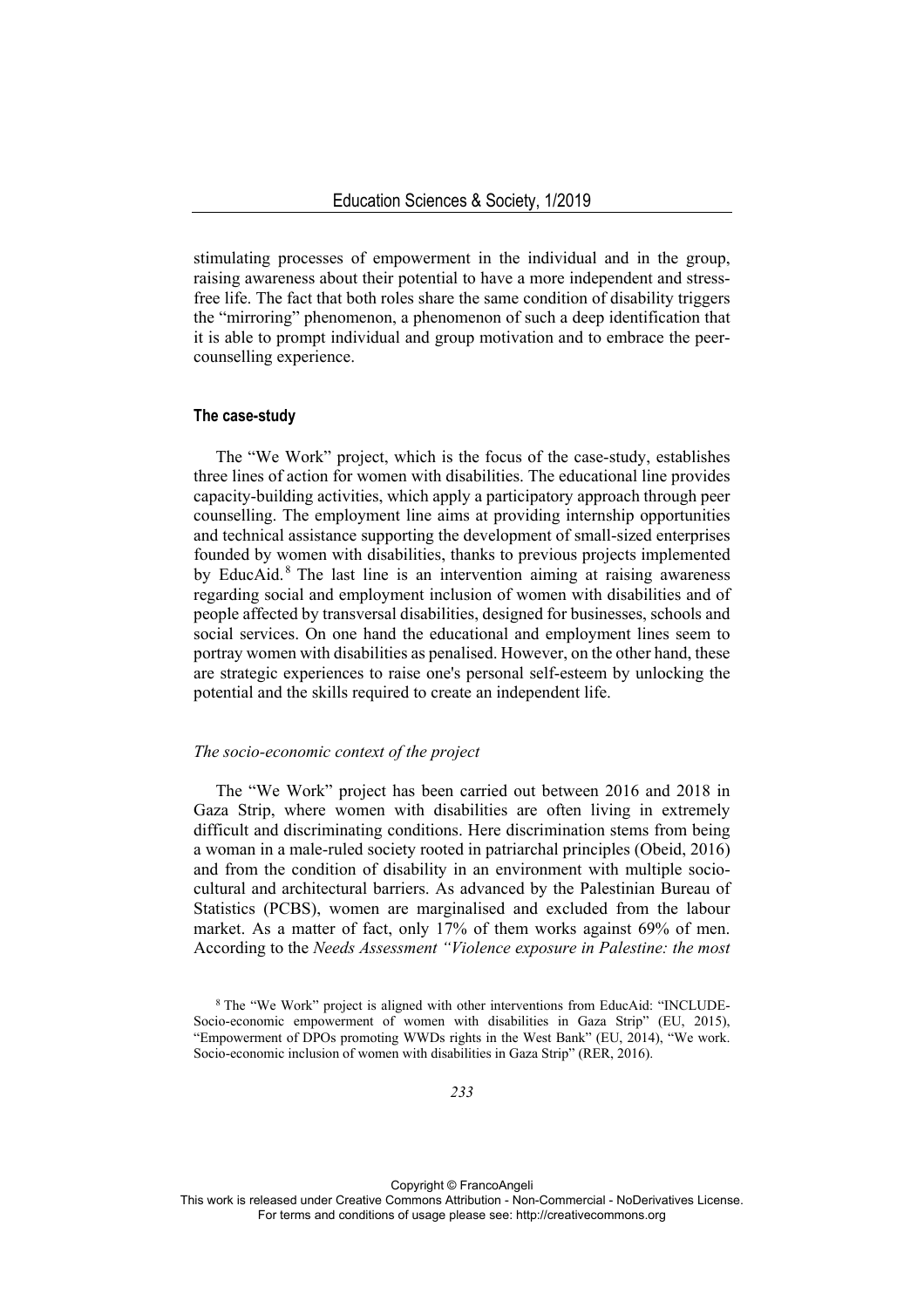stimulating processes of empowerment in the individual and in the group, raising awareness about their potential to have a more independent and stress-free life. The fact that both roles share the same condition of disability triggers the "mirroring" phenomenon, a phenomenon of such a deep identification that it is able to prompt individual and group motivation and to embrace the peer-counselling experience.

### The case-study

The "We Work" project, which is the focus of the case-study, establishes three lines of action for women with disabilities. The educational line provides capacity-building activities, which apply a participatory approach through peer counselling. The employment line aims at providing internship opportunities and technical assistance supporting the development of small-sized enterprises founded by women with disabilities, thanks to previous projects implemented by EducAid.[8] The last line is an intervention aiming at raising awareness regarding social and employment inclusion of women with disabilities and of people affected by transversal disabilities, designed for businesses, schools and social services. On one hand the educational and employment lines seem to portray women with disabilities as penalised. However, on the other hand, these are strategic experiences to raise one's personal self-esteem by unlocking the potential and the skills required to create an independent life.

#### *The socio-economic context of the project*

The "We Work" project has been carried out between 2016 and 2018 in Gaza Strip, where women with disabilities are often living in extremely difficult and discriminating conditions. Here discrimination stems from being a woman in a male-ruled society rooted in patriarchal principles (Obeid, 2016) and from the condition of disability in an environment with multiple socio-cultural and architectural barriers. As advanced by the Palestinian Bureau of Statistics (PCBS), women are marginalised and excluded from the labour market. As a matter of fact, only 17% of them works against 69% of men. According to the *Needs Assessment "Violence exposure in Palestine: the most*

[8] The "We Work" project is aligned with other interventions from EducAid: "INCLUDE-Socio-economic empowerment of women with disabilities in Gaza Strip" (EU, 2015), "Empowerment of DPOs promoting WWDs rights in the West Bank" (EU, 2014), "We work. Socio-economic inclusion of women with disabilities in Gaza Strip" (RER, 2016).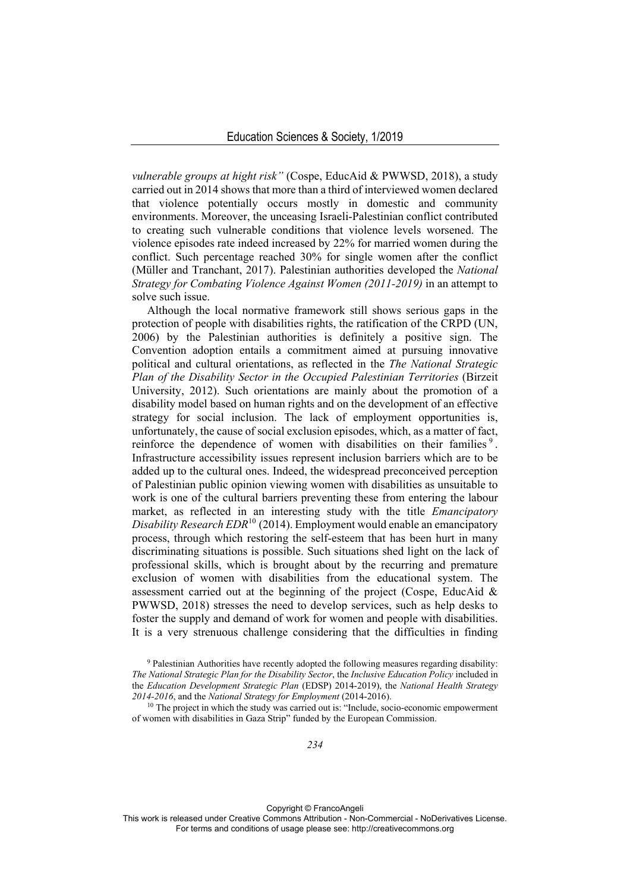*vulnerable groups at hight risk"* (Cospe, EducAid & PWWSD, 2018), a study carried out in 2014 shows that more than a third of interviewed women declared that violence potentially occurs mostly in domestic and community environments. Moreover, the unceasing Israeli-Palestinian conflict contributed to creating such vulnerable conditions that violence levels worsened. The violence episodes rate indeed increased by 22% for married women during the conflict. Such percentage reached 30% for single women after the conflict (Müller and Tranchant, 2017). Palestinian authorities developed the *National Strategy for Combating Violence Against Women (2011-2019)* in an attempt to solve such issue.

Although the local normative framework still shows serious gaps in the protection of people with disabilities rights, the ratification of the CRPD (UN, 2006) by the Palestinian authorities is definitely a positive sign. The Convention adoption entails a commitment aimed at pursuing innovative political and cultural orientations, as reflected in the *The National Strategic Plan of the Disability Sector in the Occupied Palestinian Territories* (Birzeit University, 2012). Such orientations are mainly about the promotion of a disability model based on human rights and on the development of an effective strategy for social inclusion. The lack of employment opportunities is, unfortunately, the cause of social exclusion episodes, which, as a matter of fact, reinforce the dependence of women with disabilities on their families [9]. Infrastructure accessibility issues represent inclusion barriers which are to be added up to the cultural ones. Indeed, the widespread preconceived perception of Palestinian public opinion viewing women with disabilities as unsuitable to work is one of the cultural barriers preventing these from entering the labour market, as reflected in an interesting study with the title *Emancipatory Disability Research EDR*[10] (2014). Employment would enable an emancipatory process, through which restoring the self-esteem that has been hurt in many discriminating situations is possible. Such situations shed light on the lack of professional skills, which is brought about by the recurring and premature exclusion of women with disabilities from the educational system. The assessment carried out at the beginning of the project (Cospe, EducAid & PWWSD, 2018) stresses the need to develop services, such as help desks to foster the supply and demand of work for women and people with disabilities. It is a very strenuous challenge considering that the difficulties in finding

[9] Palestinian Authorities have recently adopted the following measures regarding disability: *The National Strategic Plan for the Disability Sector*, the *Inclusive Education Policy* included in the *Education Development Strategic Plan* (EDSP) 2014-2019), the *National Health Strategy 2014-2016*, and the *National Strategy for Employment* (2014-2016).

[10] The project in which the study was carried out is: "Include, socio-economic empowerment of women with disabilities in Gaza Strip" funded by the European Commission.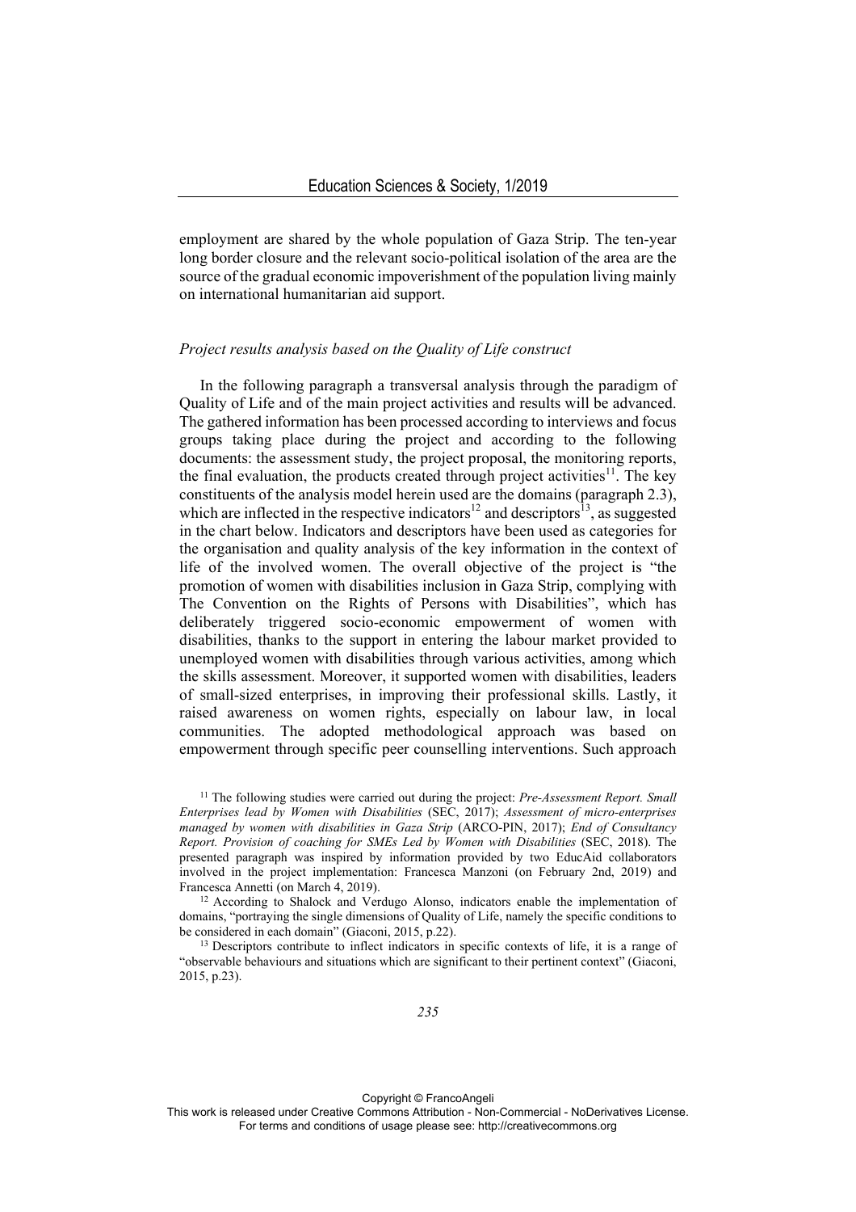employment are shared by the whole population of Gaza Strip. The ten-year long border closure and the relevant socio-political isolation of the area are the source of the gradual economic impoverishment of the population living mainly on international humanitarian aid support.

### *Project results analysis based on the Quality of Life construct*

In the following paragraph a transversal analysis through the paradigm of Quality of Life and of the main project activities and results will be advanced. The gathered information has been processed according to interviews and focus groups taking place during the project and according to the following documents: the assessment study, the project proposal, the monitoring reports, the final evaluation, the products created through project activities[11]. The key constituents of the analysis model herein used are the domains (paragraph 2.3), which are inflected in the respective indicators[12] and descriptors[13], as suggested in the chart below. Indicators and descriptors have been used as categories for the organisation and quality analysis of the key information in the context of life of the involved women. The overall objective of the project is "the promotion of women with disabilities inclusion in Gaza Strip, complying with The Convention on the Rights of Persons with Disabilities", which has deliberately triggered socio-economic empowerment of women with disabilities, thanks to the support in entering the labour market provided to unemployed women with disabilities through various activities, among which the skills assessment. Moreover, it supported women with disabilities, leaders of small-sized enterprises, in improving their professional skills. Lastly, it raised awareness on women rights, especially on labour law, in local communities. The adopted methodological approach was based on empowerment through specific peer counselling interventions. Such approach

[11] The following studies were carried out during the project: *Pre-Assessment Report. Small Enterprises lead by Women with Disabilities* (SEC, 2017); *Assessment of micro-enterprises managed by women with disabilities in Gaza Strip* (ARCO-PIN, 2017); *End of Consultancy Report. Provision of coaching for SMEs Led by Women with Disabilities* (SEC, 2018). The presented paragraph was inspired by information provided by two EducAid collaborators involved in the project implementation: Francesca Manzoni (on February 2nd, 2019) and Francesca Annetti (on March 4, 2019).

[12] According to Shalock and Verdugo Alonso, indicators enable the implementation of domains, "portraying the single dimensions of Quality of Life, namely the specific conditions to be considered in each domain" (Giaconi, 2015, p.22).

[13] Descriptors contribute to inflect indicators in specific contexts of life, it is a range of "observable behaviours and situations which are significant to their pertinent context" (Giaconi, 2015, p.23).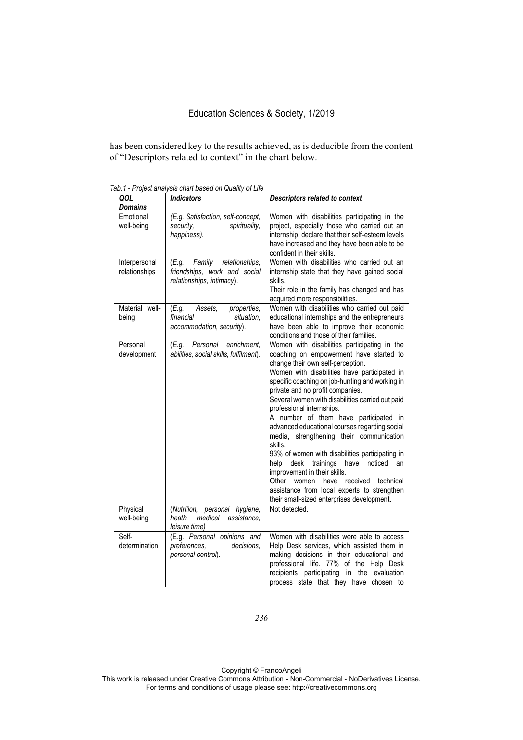has been considered key to the results achieved, as is deducible from the content of "Descriptors related to context" in the chart below.

*Tab.1 - Project analysis chart based on Quality of Life*

| ***QOL Domains*** | ***Indicators*** | ***Descriptors related to context*** |
|---|---|---|
| Emotional well-being | *(E.g. Satisfaction, self-concept, security, spirituality, happiness).* | Women with disabilities participating in the project, especially those who carried out an internship, declare that their self-esteem levels have increased and they have been able to be confident in their skills. |
| Interpersonal relationships | (*E.g. Family relationships, friendships, work and social relationships, intimacy*). | Women with disabilities who carried out an internship state that they have gained social skills. Their role in the family has changed and has acquired more responsibilities. |
| Material well-being | (*E.g. Assets, properties, financial situation, accommodation, security*). | Women with disabilities who carried out paid educational internships and the entrepreneurs have been able to improve their economic conditions and those of their families. |
| Personal development | (*E.g. Personal enrichment, abilities, social skills, fulfilment*). | Women with disabilities participating in the coaching on empowerment have started to change their own self-perception. Women with disabilities have participated in specific coaching on job-hunting and working in private and no profit companies. Several women with disabilities carried out paid professional internships. A number of them have participated in advanced educational courses regarding social media, strengthening their communication skills. 93% of women with disabilities participating in help desk trainings have noticed an improvement in their skills. Other women have received technical assistance from local experts to strengthen their small-sized enterprises development. |
| Physical well-being | (*Nutrition, personal hygiene, heath, medical assistance, leisure time)* | Not detected. |
| Self-determination | (E.g. *Personal opinions and preferences, decisions, personal control*). | Women with disabilities were able to access Help Desk services, which assisted them in making decisions in their educational and professional life. 77% of the Help Desk recipients participating in the evaluation process state that they have chosen to |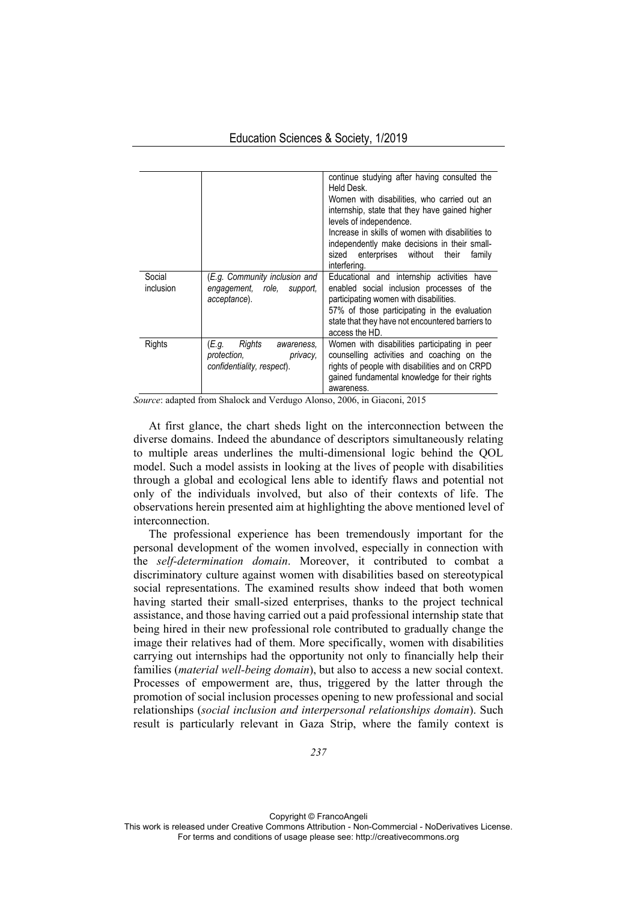| | | |
|---|---|---|
| | | continue studying after having consulted the Held Desk.<br>Women with disabilities, who carried out an internship, state that they have gained higher levels of independence.<br>Increase in skills of women with disabilities to independently make decisions in their small-sized enterprises without their family interfering. |
| Social inclusion | (*E.g. Community inclusion and engagement, role, support, acceptance*). | Educational and internship activities have enabled social inclusion processes of the participating women with disabilities.<br>57% of those participating in the evaluation state that they have not encountered barriers to access the HD. |
| Rights | (*E.g. Rights awareness, protection, privacy, confidentiality, respect*). | Women with disabilities participating in peer counselling activities and coaching on the rights of people with disabilities and on CRPD gained fundamental knowledge for their rights awareness. |

*Source*: adapted from Shalock and Verdugo Alonso, 2006, in Giaconi, 2015

At first glance, the chart sheds light on the interconnection between the diverse domains. Indeed the abundance of descriptors simultaneously relating to multiple areas underlines the multi-dimensional logic behind the QOL model. Such a model assists in looking at the lives of people with disabilities through a global and ecological lens able to identify flaws and potential not only of the individuals involved, but also of their contexts of life. The observations herein presented aim at highlighting the above mentioned level of interconnection.

The professional experience has been tremendously important for the personal development of the women involved, especially in connection with the *self-determination domain*. Moreover, it contributed to combat a discriminatory culture against women with disabilities based on stereotypical social representations. The examined results show indeed that both women having started their small-sized enterprises, thanks to the project technical assistance, and those having carried out a paid professional internship state that being hired in their new professional role contributed to gradually change the image their relatives had of them. More specifically, women with disabilities carrying out internships had the opportunity not only to financially help their families (*material well-being domain*), but also to access a new social context. Processes of empowerment are, thus, triggered by the latter through the promotion of social inclusion processes opening to new professional and social relationships (*social inclusion and interpersonal relationships domain*). Such result is particularly relevant in Gaza Strip, where the family context is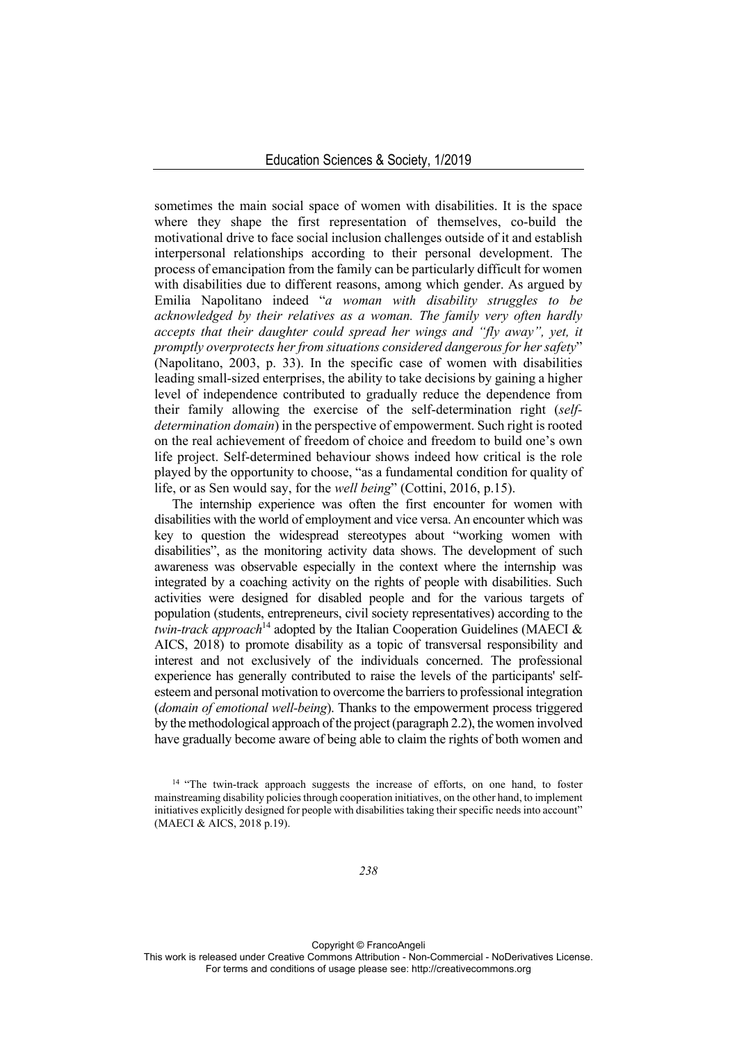sometimes the main social space of women with disabilities. It is the space where they shape the first representation of themselves, co-build the motivational drive to face social inclusion challenges outside of it and establish interpersonal relationships according to their personal development. The process of emancipation from the family can be particularly difficult for women with disabilities due to different reasons, among which gender. As argued by Emilia Napolitano indeed "*a woman with disability struggles to be acknowledged by their relatives as a woman. The family very often hardly accepts that their daughter could spread her wings and "fly away", yet, it promptly overprotects her from situations considered dangerous for her safety*" (Napolitano, 2003, p. 33). In the specific case of women with disabilities leading small-sized enterprises, the ability to take decisions by gaining a higher level of independence contributed to gradually reduce the dependence from their family allowing the exercise of the self-determination right (*self-determination domain*) in the perspective of empowerment. Such right is rooted on the real achievement of freedom of choice and freedom to build one's own life project. Self-determined behaviour shows indeed how critical is the role played by the opportunity to choose, "as a fundamental condition for quality of life, or as Sen would say, for the *well being*" (Cottini, 2016, p.15).

The internship experience was often the first encounter for women with disabilities with the world of employment and vice versa. An encounter which was key to question the widespread stereotypes about "working women with disabilities", as the monitoring activity data shows. The development of such awareness was observable especially in the context where the internship was integrated by a coaching activity on the rights of people with disabilities. Such activities were designed for disabled people and for the various targets of population (students, entrepreneurs, civil society representatives) according to the *twin-track approach*[14] adopted by the Italian Cooperation Guidelines (MAECI & AICS, 2018) to promote disability as a topic of transversal responsibility and interest and not exclusively of the individuals concerned. The professional experience has generally contributed to raise the levels of the participants' self-esteem and personal motivation to overcome the barriers to professional integration (*domain of emotional well-being*). Thanks to the empowerment process triggered by the methodological approach of the project (paragraph 2.2), the women involved have gradually become aware of being able to claim the rights of both women and

[14] "The twin-track approach suggests the increase of efforts, on one hand, to foster mainstreaming disability policies through cooperation initiatives, on the other hand, to implement initiatives explicitly designed for people with disabilities taking their specific needs into account" (MAECI & AICS, 2018 p.19).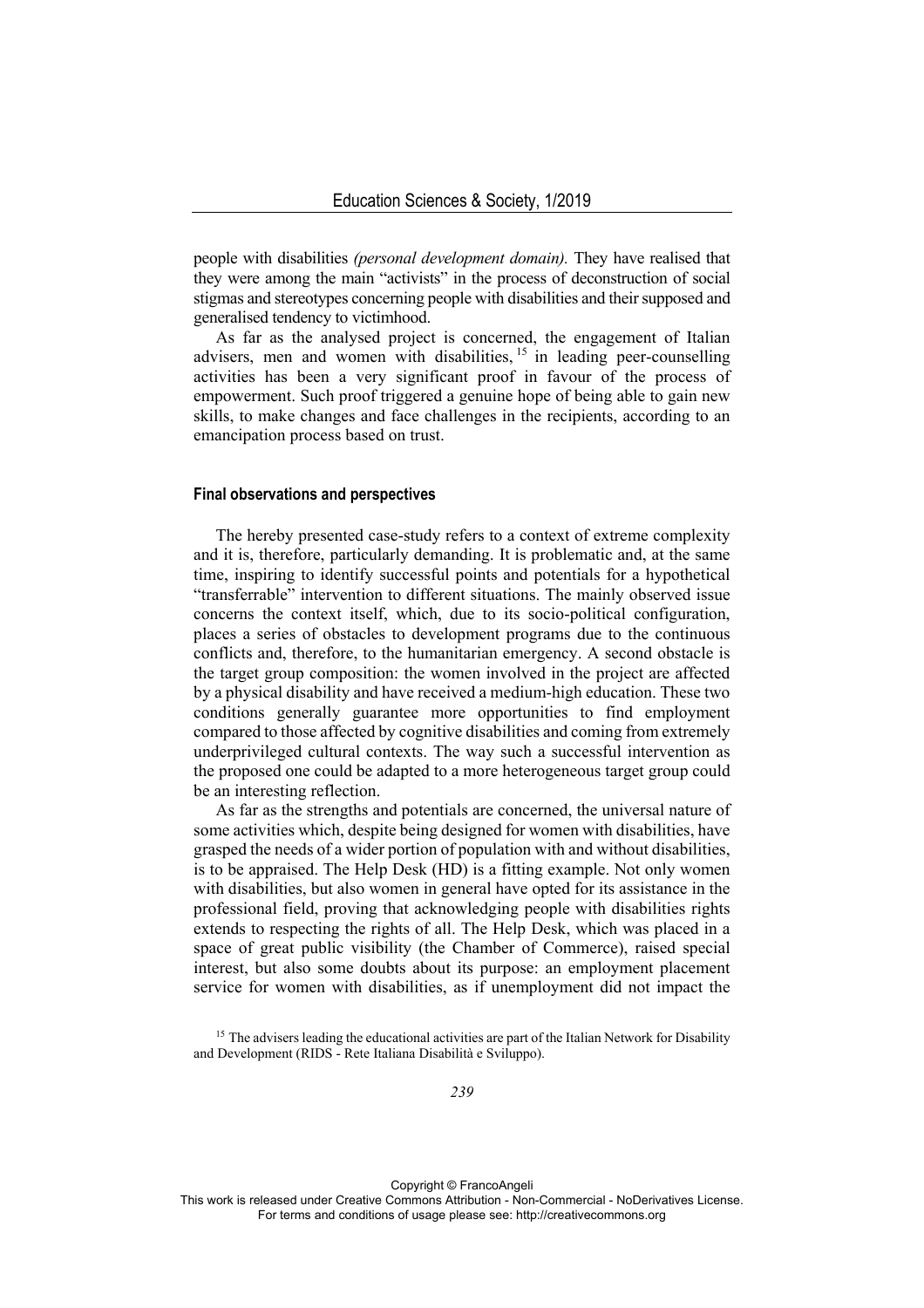people with disabilities *(personal development domain).* They have realised that they were among the main "activists" in the process of deconstruction of social stigmas and stereotypes concerning people with disabilities and their supposed and generalised tendency to victimhood.

As far as the analysed project is concerned, the engagement of Italian advisers, men and women with disabilities, [15] in leading peer-counselling activities has been a very significant proof in favour of the process of empowerment. Such proof triggered a genuine hope of being able to gain new skills, to make changes and face challenges in the recipients, according to an emancipation process based on trust.

### Final observations and perspectives

The hereby presented case-study refers to a context of extreme complexity and it is, therefore, particularly demanding. It is problematic and, at the same time, inspiring to identify successful points and potentials for a hypothetical "transferrable" intervention to different situations. The mainly observed issue concerns the context itself, which, due to its socio-political configuration, places a series of obstacles to development programs due to the continuous conflicts and, therefore, to the humanitarian emergency. A second obstacle is the target group composition: the women involved in the project are affected by a physical disability and have received a medium-high education. These two conditions generally guarantee more opportunities to find employment compared to those affected by cognitive disabilities and coming from extremely underprivileged cultural contexts. The way such a successful intervention as the proposed one could be adapted to a more heterogeneous target group could be an interesting reflection.

As far as the strengths and potentials are concerned, the universal nature of some activities which, despite being designed for women with disabilities, have grasped the needs of a wider portion of population with and without disabilities, is to be appraised. The Help Desk (HD) is a fitting example. Not only women with disabilities, but also women in general have opted for its assistance in the professional field, proving that acknowledging people with disabilities rights extends to respecting the rights of all. The Help Desk, which was placed in a space of great public visibility (the Chamber of Commerce), raised special interest, but also some doubts about its purpose: an employment placement service for women with disabilities, as if unemployment did not impact the

[15] The advisers leading the educational activities are part of the Italian Network for Disability and Development (RIDS - Rete Italiana Disabilità e Sviluppo).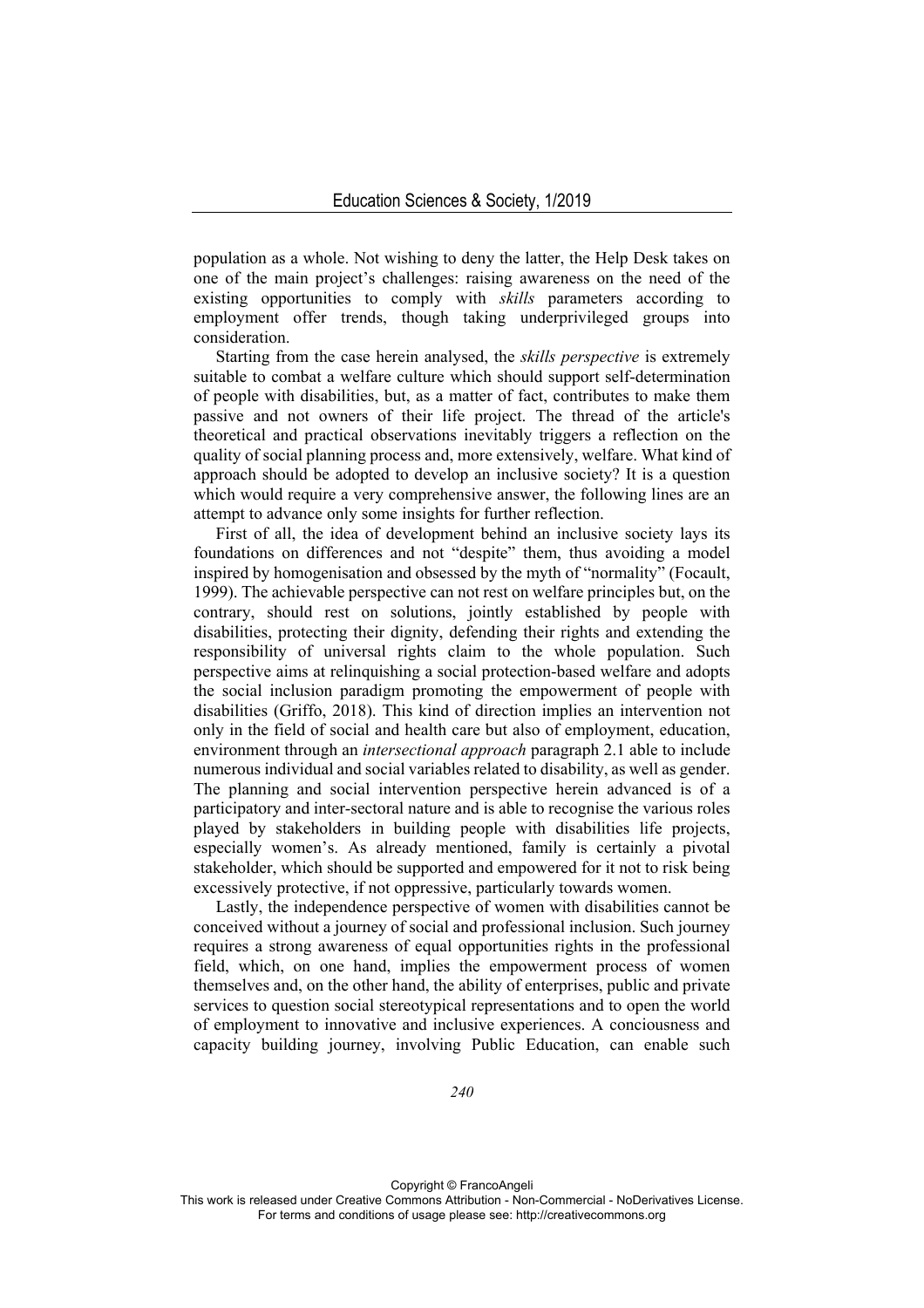population as a whole. Not wishing to deny the latter, the Help Desk takes on one of the main project's challenges: raising awareness on the need of the existing opportunities to comply with *skills* parameters according to employment offer trends, though taking underprivileged groups into consideration.

Starting from the case herein analysed, the *skills perspective* is extremely suitable to combat a welfare culture which should support self-determination of people with disabilities, but, as a matter of fact, contributes to make them passive and not owners of their life project. The thread of the article's theoretical and practical observations inevitably triggers a reflection on the quality of social planning process and, more extensively, welfare. What kind of approach should be adopted to develop an inclusive society? It is a question which would require a very comprehensive answer, the following lines are an attempt to advance only some insights for further reflection.

First of all, the idea of development behind an inclusive society lays its foundations on differences and not "despite" them, thus avoiding a model inspired by homogenisation and obsessed by the myth of "normality" (Focault, 1999). The achievable perspective can not rest on welfare principles but, on the contrary, should rest on solutions, jointly established by people with disabilities, protecting their dignity, defending their rights and extending the responsibility of universal rights claim to the whole population. Such perspective aims at relinquishing a social protection-based welfare and adopts the social inclusion paradigm promoting the empowerment of people with disabilities (Griffo, 2018). This kind of direction implies an intervention not only in the field of social and health care but also of employment, education, environment through an *intersectional approach* paragraph 2.1 able to include numerous individual and social variables related to disability, as well as gender. The planning and social intervention perspective herein advanced is of a participatory and inter-sectoral nature and is able to recognise the various roles played by stakeholders in building people with disabilities life projects, especially women's. As already mentioned, family is certainly a pivotal stakeholder, which should be supported and empowered for it not to risk being excessively protective, if not oppressive, particularly towards women.

Lastly, the independence perspective of women with disabilities cannot be conceived without a journey of social and professional inclusion. Such journey requires a strong awareness of equal opportunities rights in the professional field, which, on one hand, implies the empowerment process of women themselves and, on the other hand, the ability of enterprises, public and private services to question social stereotypical representations and to open the world of employment to innovative and inclusive experiences. A conciousness and capacity building journey, involving Public Education, can enable such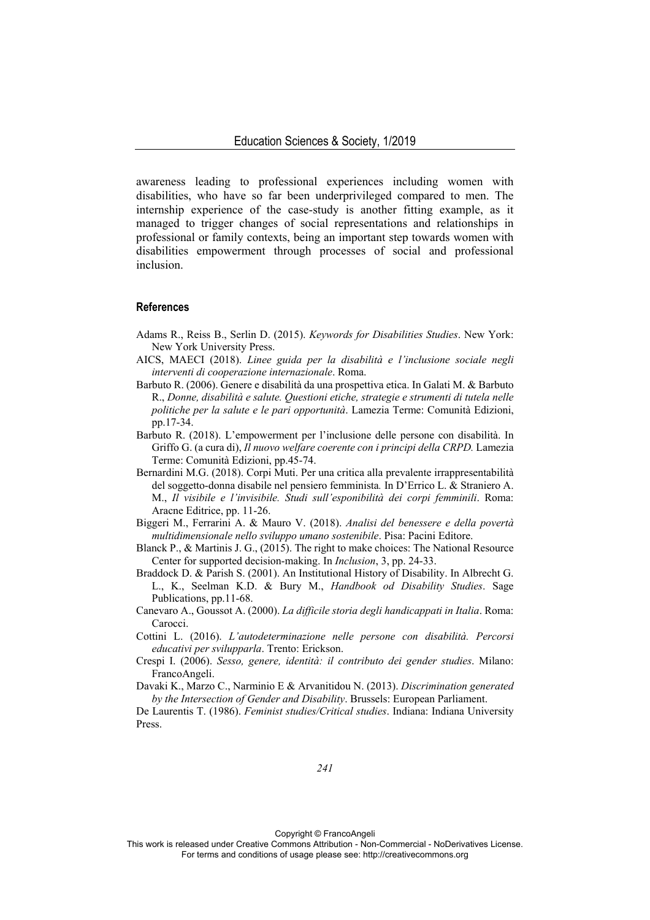awareness leading to professional experiences including women with disabilities, who have so far been underprivileged compared to men. The internship experience of the case-study is another fitting example, as it managed to trigger changes of social representations and relationships in professional or family contexts, being an important step towards women with disabilities empowerment through processes of social and professional inclusion.

## References

Adams R., Reiss B., Serlin D. (2015). *Keywords for Disabilities Studies*. New York: New York University Press.

AICS, MAECI (2018). *Linee guida per la disabilità e l'inclusione sociale negli interventi di cooperazione internazionale*. Roma.

Barbuto R. (2006). Genere e disabilità da una prospettiva etica. In Galati M. & Barbuto R., *Donne, disabilità e salute. Questioni etiche, strategie e strumenti di tutela nelle politiche per la salute e le pari opportunità*. Lamezia Terme: Comunità Edizioni, pp.17-34.

Barbuto R. (2018). L'empowerment per l'inclusione delle persone con disabilità. In Griffo G. (a cura di), *Il nuovo welfare coerente con i principi della CRPD.* Lamezia Terme: Comunità Edizioni, pp.45-74.

Bernardini M.G. (2018). Corpi Muti. Per una critica alla prevalente irrappresentabilità del soggetto-donna disabile nel pensiero femminista*.* In D'Errico L. & Straniero A. M., *Il visibile e l'invisibile. Studi sull'esponibilità dei corpi femminili*. Roma: Aracne Editrice, pp. 11-26.

Biggeri M., Ferrarini A. & Mauro V. (2018). *Analisi del benessere e della povertà multidimensionale nello sviluppo umano sostenibile*. Pisa: Pacini Editore.

Blanck P., & Martinis J. G., (2015). The right to make choices: The National Resource Center for supported decision-making. In *Inclusion*, 3, pp. 24-33.

Braddock D. & Parish S. (2001). An Institutional History of Disability. In Albrecht G. L., K., Seelman K.D. & Bury M., *Handbook od Disability Studies*. Sage Publications, pp.11-68.

Canevaro A., Goussot A. (2000). *La difficile storia degli handicappati in Italia*. Roma: Carocci.

Cottini L. (2016). *L'autodeterminazione nelle persone con disabilità. Percorsi educativi per svilupparla*. Trento: Erickson.

Crespi I. (2006). *Sesso, genere, identità: il contributo dei gender studies*. Milano: FrancoAngeli.

Davaki K., Marzo C., Narminio E & Arvanitidou N. (2013). *Discrimination generated by the Intersection of Gender and Disability*. Brussels: European Parliament.

De Laurentis T. (1986). *Feminist studies/Critical studies*. Indiana: Indiana University Press.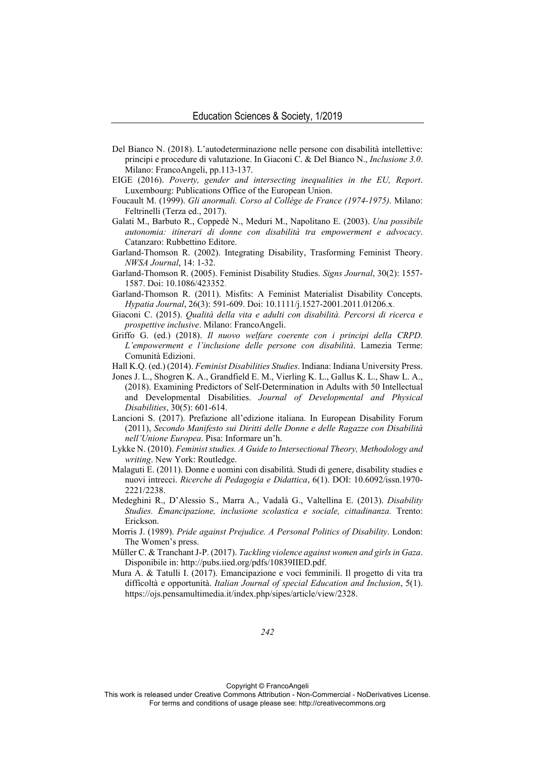Del Bianco N. (2018). L'autodeterminazione nelle persone con disabilità intellettive: principi e procedure di valutazione. In Giaconi C. & Del Bianco N., *Inclusione 3.0*. Milano: FrancoAngeli, pp.113-137.

EIGE (2016). *Poverty, gender and intersecting inequalities in the EU, Report*. Luxembourg: Publications Office of the European Union.

Foucault M. (1999). *Gli anormali. Corso al Collège de France (1974-1975)*. Milano: Feltrinelli (Terza ed., 2017).

Galati M., Barbuto R., Coppedè N., Meduri M., Napolitano E. (2003). *Una possibile autonomia: itinerari di donne con disabilità tra empowerment e advocacy*. Catanzaro: Rubbettino Editore.

Garland-Thomson R. (2002). Integrating Disability, Trasforming Feminist Theory. *NWSA Journal*, 14: 1-32.

Garland-Thomson R. (2005). Feminist Disability Studies. *Signs Journal*, 30(2): 1557-1587. Doi: 10.1086/423352.

Garland-Thomson R. (2011). Misfits: A Feminist Materialist Disability Concepts. *Hypatia Journal*, 26(3): 591-609. Doi: 10.1111/j.1527-2001.2011.01206.x.

Giaconi C. (2015). *Qualità della vita e adulti con disabilità. Percorsi di ricerca e prospettive inclusive*. Milano: FrancoAngeli.

Griffo G. (ed.) (2018). *Il nuovo welfare coerente con i principi della CRPD. L'empowerment e l'inclusione delle persone con disabilità*. Lamezia Terme: Comunità Edizioni.

Hall K.Q. (ed.) (2014). *Feminist Disabilities Studies*. Indiana: Indiana University Press.

Jones J. L., Shogren K. A., Grandfield E. M., Vierling K. L., Gallus K. L., Shaw L. A., (2018). Examining Predictors of Self-Determination in Adults with 50 Intellectual and Developmental Disabilities. *Journal of Developmental and Physical Disabilities*, 30(5): 601-614.

Lancioni S. (2017). Prefazione all'edizione italiana. In European Disability Forum (2011), *Secondo Manifesto sui Diritti delle Donne e delle Ragazze con Disabilità nell'Unione Europea*. Pisa: Informare un'h.

Lykke N. (2010). *Feminist studies. A Guide to Intersectional Theory, Methodology and writing*. New York: Routledge.

Malaguti E. (2011). Donne e uomini con disabilità. Studi di genere, disability studies e nuovi intrecci. *Ricerche di Pedagogia e Didattica*, 6(1). DOI: 10.6092/issn.1970-2221/2238.

Medeghini R., D'Alessio S., Marra A., Vadalà G., Valtellina E. (2013). *Disability Studies. Emancipazione, inclusione scolastica e sociale, cittadinanza.* Trento: Erickson.

Morris J. (1989). *Pride against Prejudice. A Personal Politics of Disability*. London: The Women's press.

Müller C. & Tranchant J-P. (2017). *Tackling violence against women and girls in Gaza*. Disponibile in: http://pubs.iied.org/pdfs/10839IIED.pdf.

Mura A. & Tatulli I. (2017). Emancipazione e voci femminili. Il progetto di vita tra difficoltà e opportunità. *Italian Journal of special Education and Inclusion*, 5(1). https://ojs.pensamultimedia.it/index.php/sipes/article/view/2328.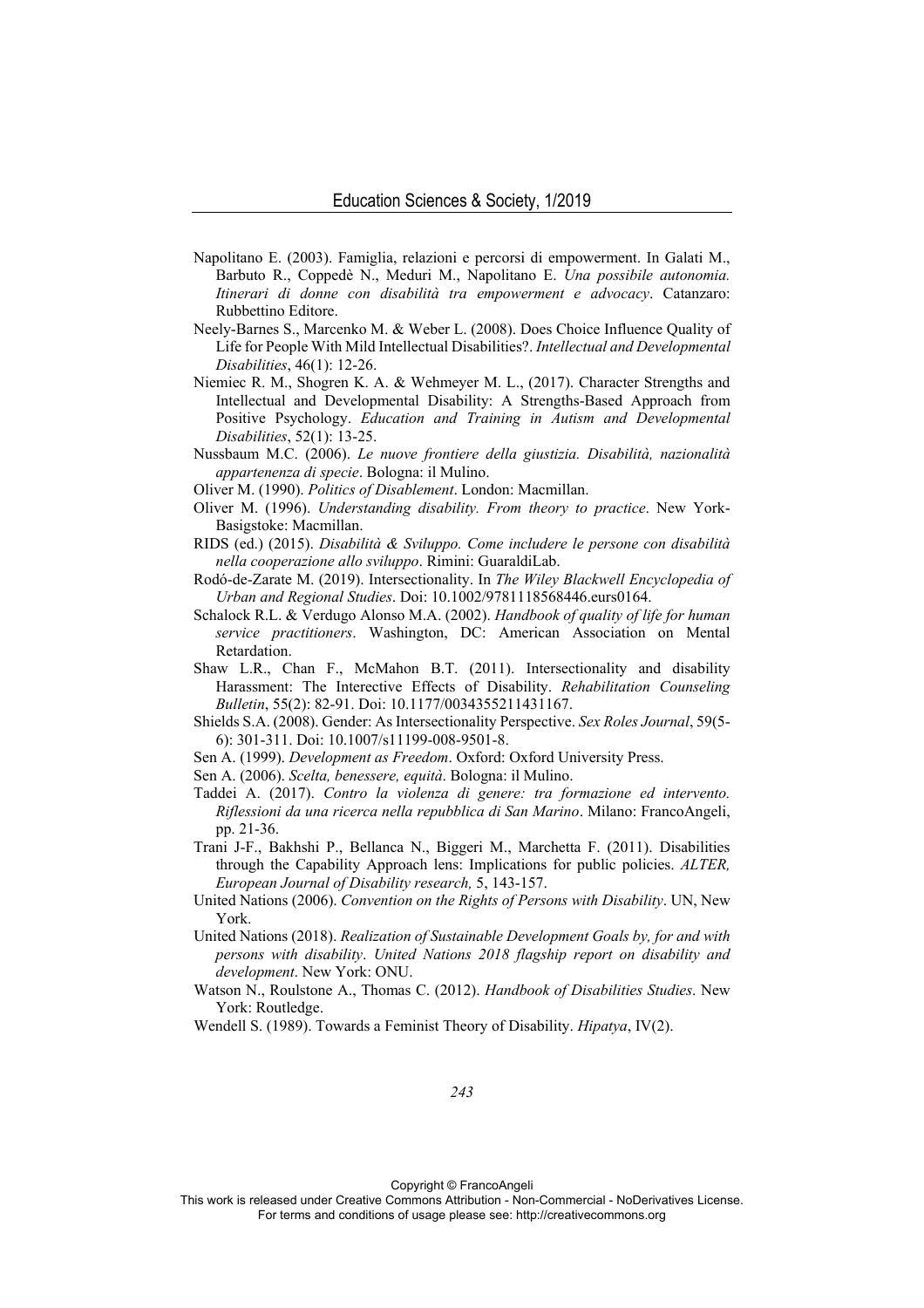Napolitano E. (2003). Famiglia, relazioni e percorsi di empowerment. In Galati M., Barbuto R., Coppedè N., Meduri M., Napolitano E. *Una possibile autonomia. Itinerari di donne con disabilità tra empowerment e advocacy*. Catanzaro: Rubbettino Editore.

Neely-Barnes S., Marcenko M. & Weber L. (2008). Does Choice Influence Quality of Life for People With Mild Intellectual Disabilities?. *Intellectual and Developmental Disabilities*, 46(1): 12-26.

Niemiec R. M., Shogren K. A. & Wehmeyer M. L., (2017). Character Strengths and Intellectual and Developmental Disability: A Strengths-Based Approach from Positive Psychology. *Education and Training in Autism and Developmental Disabilities*, 52(1): 13-25.

Nussbaum M.C. (2006). *Le nuove frontiere della giustizia. Disabilità, nazionalità appartenenza di specie*. Bologna: il Mulino.

Oliver M. (1990). *Politics of Disablement*. London: Macmillan.

Oliver M. (1996). *Understanding disability. From theory to practice*. New York-Basigstoke: Macmillan.

RIDS (ed.) (2015). *Disabilità & Sviluppo. Come includere le persone con disabilità nella cooperazione allo sviluppo*. Rimini: GuaraldiLab.

Rodó-de-Zarate M. (2019). Intersectionality. In *The Wiley Blackwell Encyclopedia of Urban and Regional Studies*. Doi: 10.1002/9781118568446.eurs0164.

Schalock R.L. & Verdugo Alonso M.A. (2002). *Handbook of quality of life for human service practitioners*. Washington, DC: American Association on Mental Retardation.

Shaw L.R., Chan F., McMahon B.T. (2011). Intersectionality and disability Harassment: The Interective Effects of Disability. *Rehabilitation Counseling Bulletin*, 55(2): 82-91. Doi: 10.1177/0034355211431167.

Shields S.A. (2008). Gender: As Intersectionality Perspective. *Sex Roles Journal*, 59(5-6): 301-311. Doi: 10.1007/s11199-008-9501-8.

Sen A. (1999). *Development as Freedom*. Oxford: Oxford University Press.

Sen A. (2006). *Scelta, benessere, equità*. Bologna: il Mulino.

Taddei A. (2017). *Contro la violenza di genere: tra formazione ed intervento. Riflessioni da una ricerca nella repubblica di San Marino*. Milano: FrancoAngeli, pp. 21-36.

Trani J-F., Bakhshi P., Bellanca N., Biggeri M., Marchetta F. (2011). Disabilities through the Capability Approach lens: Implications for public policies. *ALTER, European Journal of Disability research,* 5, 143-157.

United Nations (2006). *Convention on the Rights of Persons with Disability*. UN, New York.

United Nations (2018). *Realization of Sustainable Development Goals by, for and with persons with disability*. *United Nations 2018 flagship report on disability and development*. New York: ONU.

Watson N., Roulstone A., Thomas C. (2012). *Handbook of Disabilities Studies*. New York: Routledge.

Wendell S. (1989). Towards a Feminist Theory of Disability. *Hipatya*, IV(2).